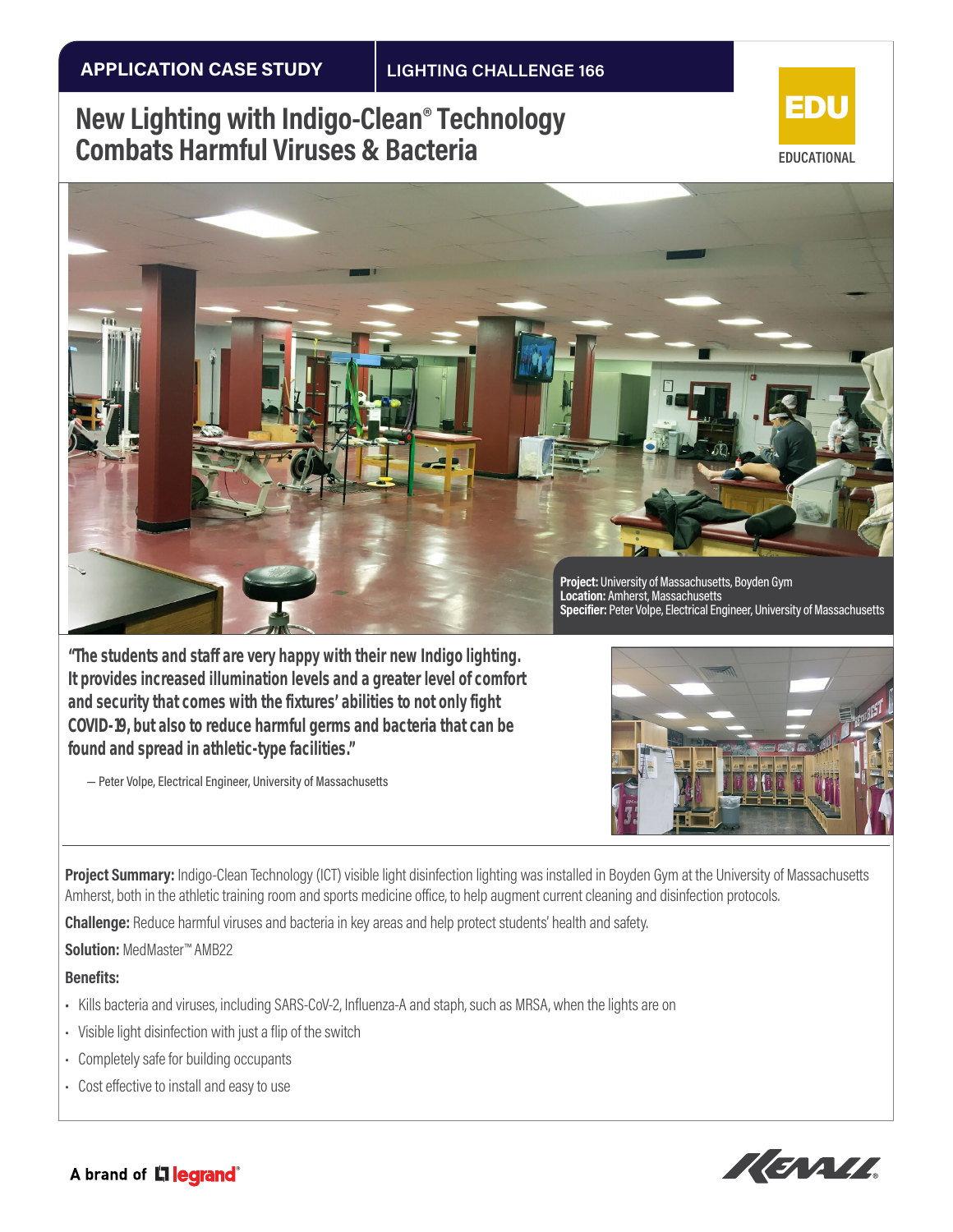APPLICATION CASE STUDY | LIGHTING CHALLENGE 166

# New Lighting with Indigo-Clean® Technology Combats Harmful Viruses & Bacteria

EDU
EDUCATIONAL

**Project:** University of Massachusetts, Boyden Gym
**Location:** Amherst, Massachusetts
**Specifier:** Peter Volpe, Electrical Engineer, University of Massachusetts

**"The students and staff are very happy with their new Indigo lighting. It provides increased illumination levels and a greater level of comfort and security that comes with the fixtures' abilities to not only fight COVID-19, but also to reduce harmful germs and bacteria that can be found and spread in athletic-type facilities."**

— Peter Volpe, Electrical Engineer, University of Massachusetts

**Project Summary:** Indigo-Clean Technology (ICT) visible light disinfection lighting was installed in Boyden Gym at the University of Massachusetts Amherst, both in the athletic training room and sports medicine office, to help augment current cleaning and disinfection protocols.

**Challenge:** Reduce harmful viruses and bacteria in key areas and help protect students' health and safety.

**Solution:** MedMaster™ AMB22

**Benefits:**

- Kills bacteria and viruses, including SARS-CoV-2, Influenza-A and staph, such as MRSA, when the lights are on
- Visible light disinfection with just a flip of the switch
- Completely safe for building occupants
- Cost effective to install and easy to use

A brand of legrand®

KENALL®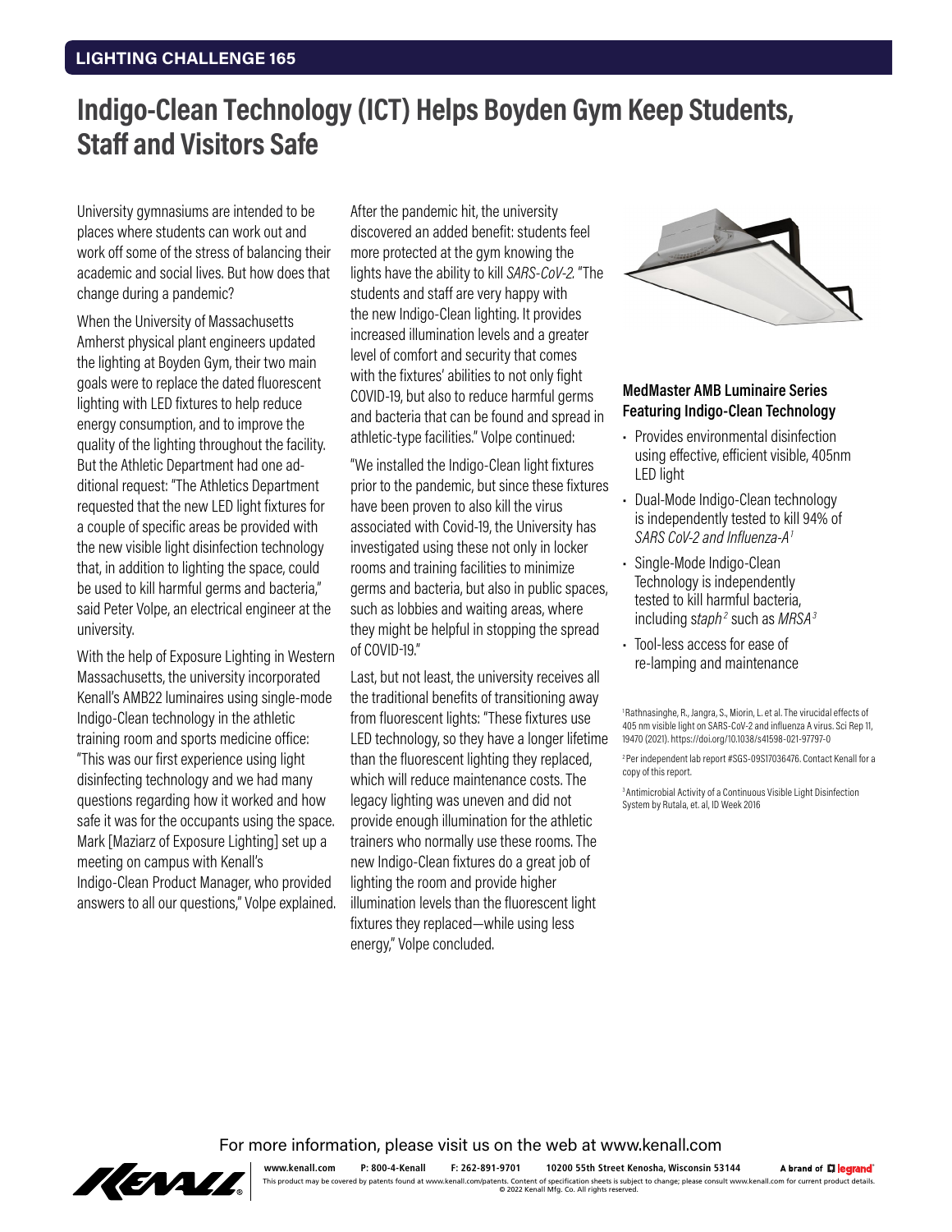LIGHTING CHALLENGE 165

# Indigo-Clean Technology (ICT) Helps Boyden Gym Keep Students, Staff and Visitors Safe

University gymnasiums are intended to be places where students can work out and work off some of the stress of balancing their academic and social lives. But how does that change during a pandemic?

When the University of Massachusetts Amherst physical plant engineers updated the lighting at Boyden Gym, their two main goals were to replace the dated fluorescent lighting with LED fixtures to help reduce energy consumption, and to improve the quality of the lighting throughout the facility. But the Athletic Department had one additional request: "The Athletics Department requested that the new LED light fixtures for a couple of specific areas be provided with the new visible light disinfection technology that, in addition to lighting the space, could be used to kill harmful germs and bacteria," said Peter Volpe, an electrical engineer at the university.

With the help of Exposure Lighting in Western Massachusetts, the university incorporated Kenall's AMB22 luminaires using single-mode Indigo-Clean technology in the athletic training room and sports medicine office: "This was our first experience using light disinfecting technology and we had many questions regarding how it worked and how safe it was for the occupants using the space. Mark [Maziarz of Exposure Lighting] set up a meeting on campus with Kenall's Indigo-Clean Product Manager, who provided answers to all our questions," Volpe explained.

After the pandemic hit, the university discovered an added benefit: students feel more protected at the gym knowing the lights have the ability to kill *SARS-CoV-2*. "The students and staff are very happy with the new Indigo-Clean lighting. It provides increased illumination levels and a greater level of comfort and security that comes with the fixtures' abilities to not only fight COVID-19, but also to reduce harmful germs and bacteria that can be found and spread in athletic-type facilities." Volpe continued:

"We installed the Indigo-Clean light fixtures prior to the pandemic, but since these fixtures have been proven to also kill the virus associated with Covid-19, the University has investigated using these not only in locker rooms and training facilities to minimize germs and bacteria, but also in public spaces, such as lobbies and waiting areas, where they might be helpful in stopping the spread of COVID-19."

Last, but not least, the university receives all the traditional benefits of transitioning away from fluorescent lights: "These fixtures use LED technology, so they have a longer lifetime than the fluorescent lighting they replaced, which will reduce maintenance costs. The legacy lighting was uneven and did not provide enough illumination for the athletic trainers who normally use these rooms. The new Indigo-Clean fixtures do a great job of lighting the room and provide higher illumination levels than the fluorescent light fixtures they replaced—while using less energy," Volpe concluded.

### MedMaster AMB Luminaire Series Featuring Indigo-Clean Technology

- Provides environmental disinfection using effective, efficient visible, 405nm LED light
- Dual-Mode Indigo-Clean technology is independently tested to kill 94% of *SARS CoV-2 and Influenza-A*[1]
- Single-Mode Indigo-Clean Technology is independently tested to kill harmful bacteria, including *staph*[2] such as *MRSA*[3]
- Tool-less access for ease of re-lamping and maintenance

[1] Rathnasinghe, R., Jangra, S., Miorin, L. et al. The virucidal effects of 405 nm visible light on SARS-CoV-2 and influenza A virus. Sci Rep 11, 19470 (2021). https://doi.org/10.1038/s41598-021-97797-0

[2] Per independent lab report #SGS-09S17036476. Contact Kenall for a copy of this report.

[3] Antimicrobial Activity of a Continuous Visible Light Disinfection System by Rutala, et. al, ID Week 2016

For more information, please visit us on the web at www.kenall.com

www.kenall.com P: 800-4-Kenall F: 262-891-9701 10200 55th Street Kenosha, Wisconsin 53144 A brand of legrand

This product may be covered by patents found at www.kenall.com/patents. Content of specification sheets is subject to change; please consult www.kenall.com for current product details. © 2022 Kenall Mfg. Co. All rights reserved.